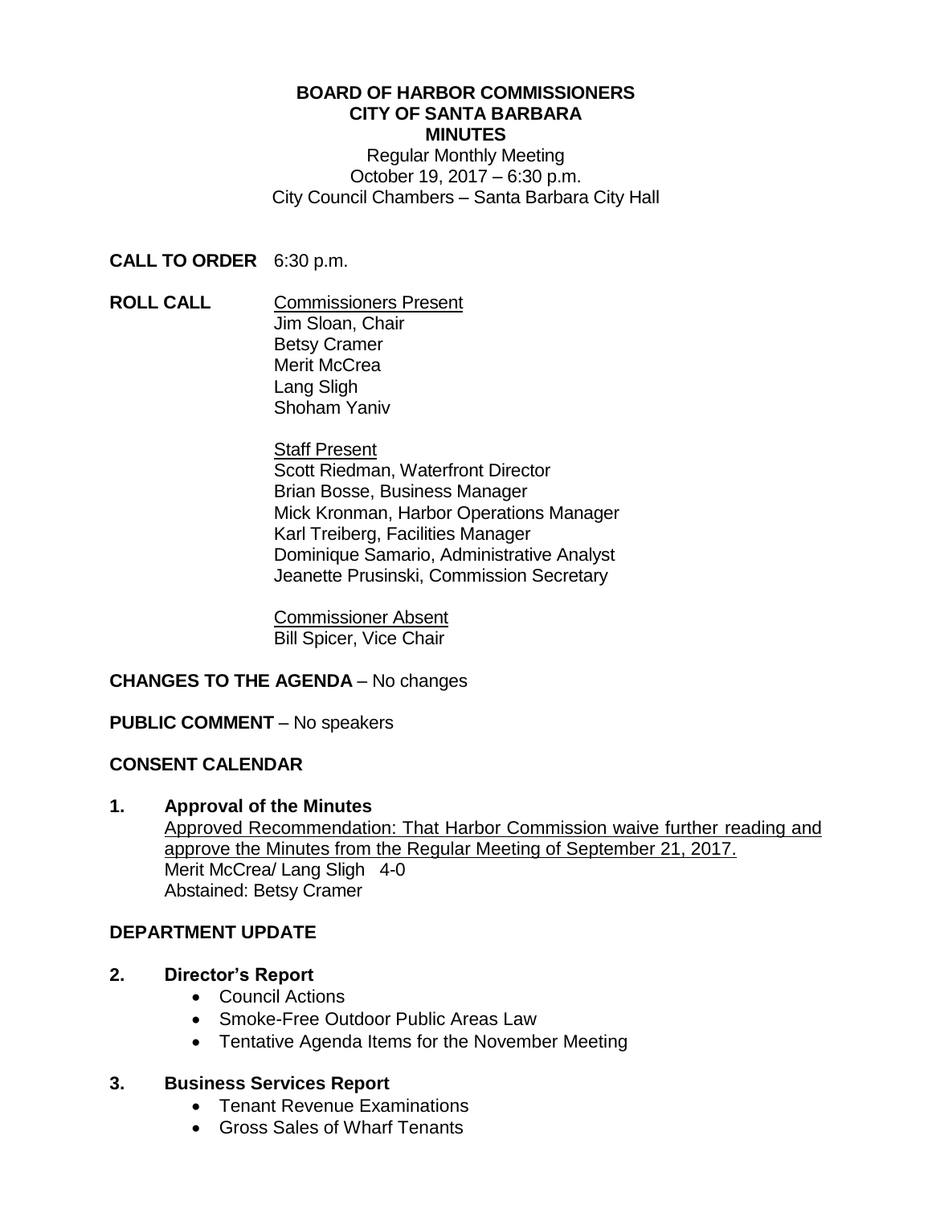# BOARD OF HARBOR COMMISSIONERS
# CITY OF SANTA BARBARA
# MINUTES

Regular Monthly Meeting
October 19, 2017 – 6:30 p.m.
City Council Chambers – Santa Barbara City Hall

**CALL TO ORDER** 6:30 p.m.

**ROLL CALL**

Commissioners Present
Jim Sloan, Chair
Betsy Cramer
Merit McCrea
Lang Sligh
Shoham Yaniv

Staff Present
Scott Riedman, Waterfront Director
Brian Bosse, Business Manager
Mick Kronman, Harbor Operations Manager
Karl Treiberg, Facilities Manager
Dominique Samario, Administrative Analyst
Jeanette Prusinski, Commission Secretary

Commissioner Absent
Bill Spicer, Vice Chair

**CHANGES TO THE AGENDA** – No changes

**PUBLIC COMMENT** – No speakers

## CONSENT CALENDAR

### 1. Approval of the Minutes

Approved Recommendation: That Harbor Commission waive further reading and approve the Minutes from the Regular Meeting of September 21, 2017.
Merit McCrea/ Lang Sligh 4-0
Abstained: Betsy Cramer

## DEPARTMENT UPDATE

### 2. Director's Report

- Council Actions
- Smoke-Free Outdoor Public Areas Law
- Tentative Agenda Items for the November Meeting

### 3. Business Services Report

- Tenant Revenue Examinations
- Gross Sales of Wharf Tenants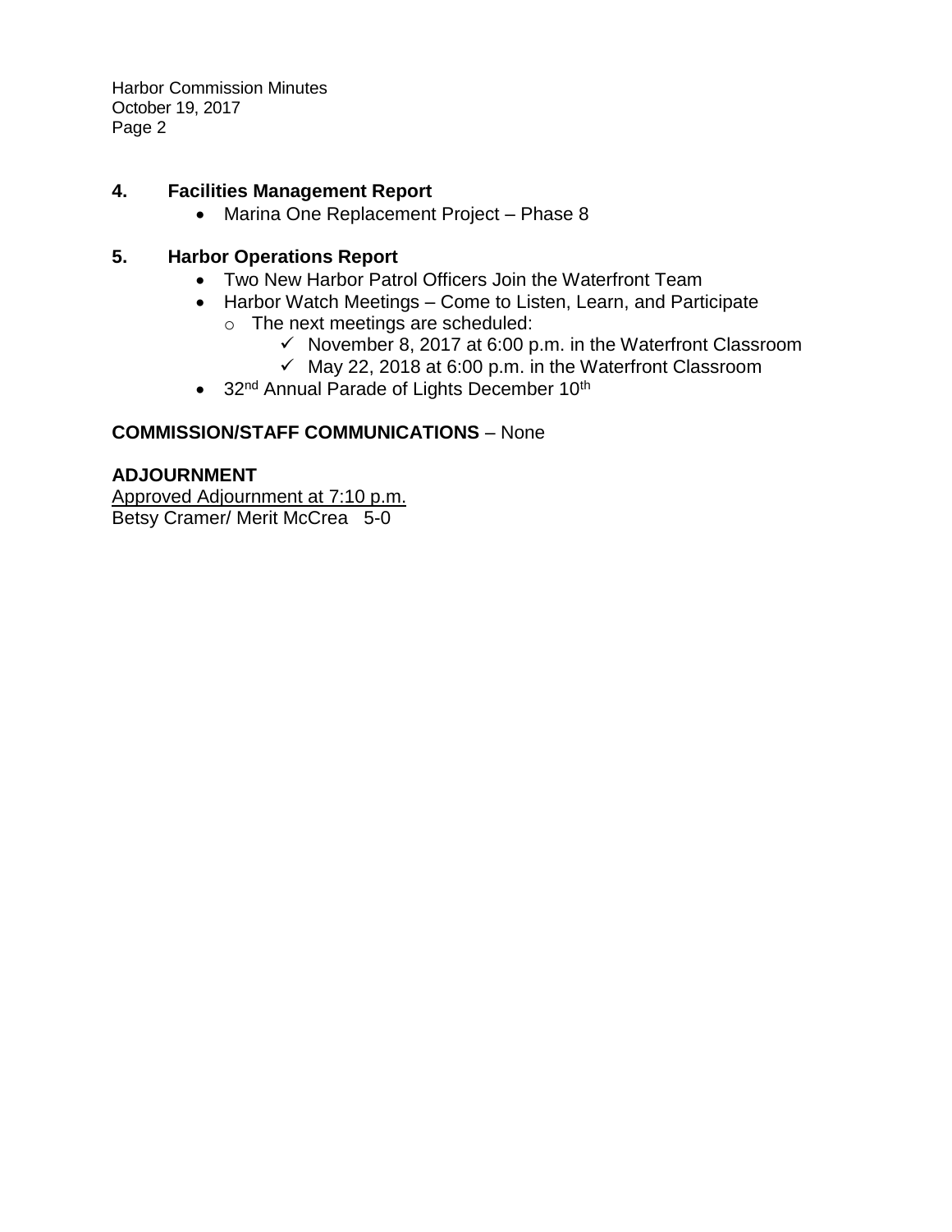### 4. Facilities Management Report

- Marina One Replacement Project – Phase 8

### 5. Harbor Operations Report

- Two New Harbor Patrol Officers Join the Waterfront Team
- Harbor Watch Meetings – Come to Listen, Learn, and Participate
  - The next meetings are scheduled:
    - ✓ November 8, 2017 at 6:00 p.m. in the Waterfront Classroom
    - ✓ May 22, 2018 at 6:00 p.m. in the Waterfront Classroom
- 32nd Annual Parade of Lights December 10th

**COMMISSION/STAFF COMMUNICATIONS** – None

**ADJOURNMENT**

Approved Adjournment at 7:10 p.m.
Betsy Cramer/ Merit McCrea 5-0